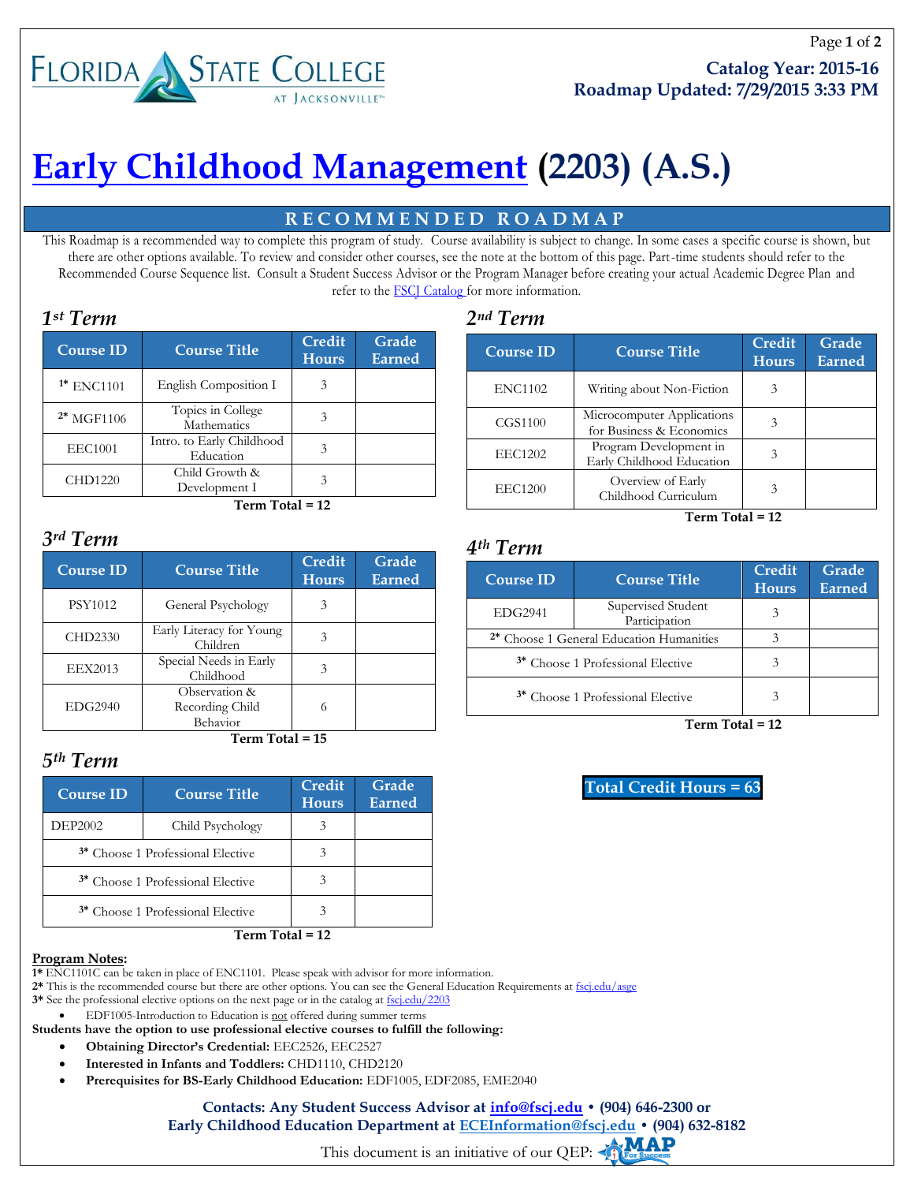Catalog Year: 2015-16
Roadmap Updated: 7/29/2015 3:33 PM

# Early Childhood Management (2203) (A.S.)

## RECOMMENDED ROADMAP

This Roadmap is a recommended way to complete this program of study. Course availability is subject to change. In some cases a specific course is shown, but there are other options available. To review and consider other courses, see the note at the bottom of this page. Part-time students should refer to the Recommended Course Sequence list. Consult a Student Success Advisor or the Program Manager before creating your actual Academic Degree Plan and refer to the FSCJ Catalog for more information.

### *1st Term*

| Course ID | Course Title | Credit Hours | Grade Earned |
|---|---|---|---|
| 1* ENC1101 | English Composition I | 3 | |
| 2* MGF1106 | Topics in College Mathematics | 3 | |
| EEC1001 | Intro. to Early Childhood Education | 3 | |
| CHD1220 | Child Growth & Development I | 3 | |

**Term Total = 12**

### *2nd Term*

| Course ID | Course Title | Credit Hours | Grade Earned |
|---|---|---|---|
| ENC1102 | Writing about Non-Fiction | 3 | |
| CGS1100 | Microcomputer Applications for Business & Economics | 3 | |
| EEC1202 | Program Development in Early Childhood Education | 3 | |
| EEC1200 | Overview of Early Childhood Curriculum | 3 | |

**Term Total = 12**

### *3rd Term*

| Course ID | Course Title | Credit Hours | Grade Earned |
|---|---|---|---|
| PSY1012 | General Psychology | 3 | |
| CHD2330 | Early Literacy for Young Children | 3 | |
| EEX2013 | Special Needs in Early Childhood | 3 | |
| EDG2940 | Observation & Recording Child Behavior | 6 | |

**Term Total = 15**

### *4th Term*

| Course ID | Course Title | Credit Hours | Grade Earned |
|---|---|---|---|
| EDG2941 | Supervised Student Participation | 3 | |
| 2* Choose 1 General Education Humanities | | 3 | |
| 3* Choose 1 Professional Elective | | 3 | |
| 3* Choose 1 Professional Elective | | 3 | |

**Term Total = 12**

### *5th Term*

| Course ID | Course Title | Credit Hours | Grade Earned |
|---|---|---|---|
| DEP2002 | Child Psychology | 3 | |
| 3* Choose 1 Professional Elective | | 3 | |
| 3* Choose 1 Professional Elective | | 3 | |
| 3* Choose 1 Professional Elective | | 3 | |

**Term Total = 12**

**Total Credit Hours = 63**

**Program Notes:**

**1*** ENC1101C can be taken in place of ENC1101. Please speak with advisor for more information.
**2*** This is the recommended course but there are other options. You can see the General Education Requirements at fscj.edu/asge
**3*** See the professional elective options on the next page or in the catalog at fscj.edu/2203

- EDF1005-Introduction to Education is not offered during summer terms

**Students have the option to use professional elective courses to fulfill the following:**

- **Obtaining Director's Credential:** EEC2526, EEC2527
- **Interested in Infants and Toddlers:** CHD1110, CHD2120
- **Prerequisites for BS-Early Childhood Education:** EDF1005, EDF2085, EME2040

**Contacts: Any Student Success Advisor at info@fscj.edu • (904) 646-2300 or Early Childhood Education Department at ECEInformation@fscj.edu • (904) 632-8182**

This document is an initiative of our QEP: MAP For Success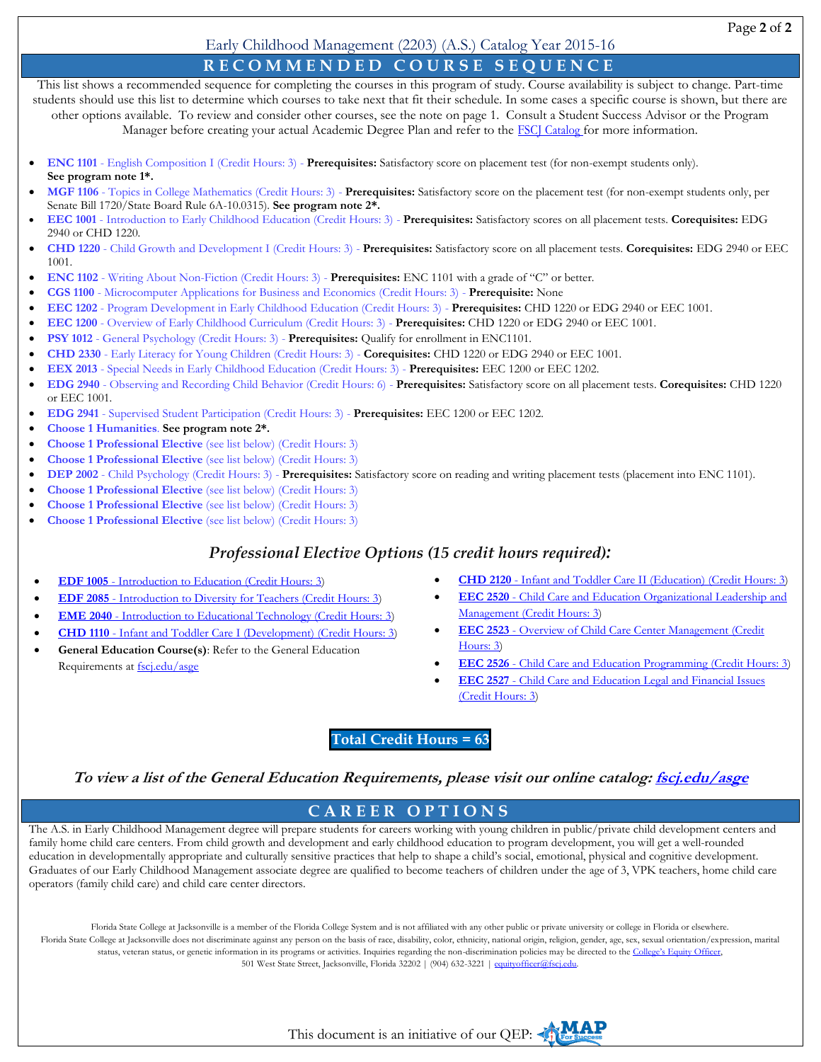Early Childhood Management (2203) (A.S.) Catalog Year 2015-16

## RECOMMENDED COURSE SEQUENCE

This list shows a recommended sequence for completing the courses in this program of study. Course availability is subject to change. Part-time students should use this list to determine which courses to take next that fit their schedule. In some cases a specific course is shown, but there are other options available. To review and consider other courses, see the note on page 1. Consult a Student Success Advisor or the Program Manager before creating your actual Academic Degree Plan and refer to the FSCJ Catalog for more information.

- **ENC 1101** - English Composition I (Credit Hours: 3) - **Prerequisites:** Satisfactory score on placement test (for non-exempt students only). **See program note 1*.**
- **MGF 1106** - Topics in College Mathematics (Credit Hours: 3) - **Prerequisites:** Satisfactory score on the placement test (for non-exempt students only, per Senate Bill 1720/State Board Rule 6A-10.0315). **See program note 2*.**
- **EEC 1001** - Introduction to Early Childhood Education (Credit Hours: 3) - **Prerequisites:** Satisfactory scores on all placement tests. **Corequisites:** EDG 2940 or CHD 1220.
- **CHD 1220** - Child Growth and Development I (Credit Hours: 3) - **Prerequisites:** Satisfactory score on all placement tests. **Corequisites:** EDG 2940 or EEC 1001.
- **ENC 1102** - Writing About Non-Fiction (Credit Hours: 3) - **Prerequisites:** ENC 1101 with a grade of "C" or better.
- **CGS 1100** - Microcomputer Applications for Business and Economics (Credit Hours: 3) - **Prerequisite:** None
- **EEC 1202** - Program Development in Early Childhood Education (Credit Hours: 3) - **Prerequisites:** CHD 1220 or EDG 2940 or EEC 1001.
- **EEC 1200** - Overview of Early Childhood Curriculum (Credit Hours: 3) - **Prerequisites:** CHD 1220 or EDG 2940 or EEC 1001.
- **PSY 1012** - General Psychology (Credit Hours: 3) - **Prerequisites:** Qualify for enrollment in ENC1101.
- **CHD 2330** - Early Literacy for Young Children (Credit Hours: 3) - **Corequisites:** CHD 1220 or EDG 2940 or EEC 1001.
- **EEX 2013** - Special Needs in Early Childhood Education (Credit Hours: 3) - **Prerequisites:** EEC 1200 or EEC 1202.
- **EDG 2940** - Observing and Recording Child Behavior (Credit Hours: 6) - **Prerequisites:** Satisfactory score on all placement tests. **Corequisites:** CHD 1220 or EEC 1001.
- **EDG 2941** - Supervised Student Participation (Credit Hours: 3) - **Prerequisites:** EEC 1200 or EEC 1202.
- **Choose 1 Humanities**. **See program note 2*.**
- **Choose 1 Professional Elective** (see list below) (Credit Hours: 3)
- **Choose 1 Professional Elective** (see list below) (Credit Hours: 3)
- **DEP 2002** - Child Psychology (Credit Hours: 3) - **Prerequisites:** Satisfactory score on reading and writing placement tests (placement into ENC 1101).
- **Choose 1 Professional Elective** (see list below) (Credit Hours: 3)
- **Choose 1 Professional Elective** (see list below) (Credit Hours: 3)
- **Choose 1 Professional Elective** (see list below) (Credit Hours: 3)

### *Professional Elective Options (15 credit hours required):*

- **EDF 1005** - Introduction to Education (Credit Hours: 3)
- **EDF 2085** - Introduction to Diversity for Teachers (Credit Hours: 3)
- **EME 2040** - Introduction to Educational Technology (Credit Hours: 3)
- **CHD 1110** - Infant and Toddler Care I (Development) (Credit Hours: 3)
- **General Education Course(s)**: Refer to the General Education Requirements at fscj.edu/asge
- **CHD 2120** - Infant and Toddler Care II (Education) (Credit Hours: 3)
- **EEC 2520** - Child Care and Education Organizational Leadership and Management (Credit Hours: 3)
- **EEC 2523** - Overview of Child Care Center Management (Credit Hours: 3)
- **EEC 2526** - Child Care and Education Programming (Credit Hours: 3)
- **EEC 2527** - Child Care and Education Legal and Financial Issues (Credit Hours: 3)

**Total Credit Hours = 63**

***To view a list of the General Education Requirements, please visit our online catalog: fscj.edu/asge***

## CAREER OPTIONS

The A.S. in Early Childhood Management degree will prepare students for careers working with young children in public/private child development centers and family home child care centers. From child growth and development and early childhood education to program development, you will get a well-rounded education in developmentally appropriate and culturally sensitive practices that help to shape a child's social, emotional, physical and cognitive development. Graduates of our Early Childhood Management associate degree are qualified to become teachers of children under the age of 3, VPK teachers, home child care operators (family child care) and child care center directors.

Florida State College at Jacksonville is a member of the Florida College System and is not affiliated with any other public or private university or college in Florida or elsewhere.
Florida State College at Jacksonville does not discriminate against any person on the basis of race, disability, color, ethnicity, national origin, religion, gender, age, sex, sexual orientation/expression, marital status, veteran status, or genetic information in its programs or activities. Inquiries regarding the non-discrimination policies may be directed to the College's Equity Officer, 501 West State Street, Jacksonville, Florida 32202 | (904) 632-3221 | equityofficer@fscj.edu.

This document is an initiative of our QEP: MAP For Success